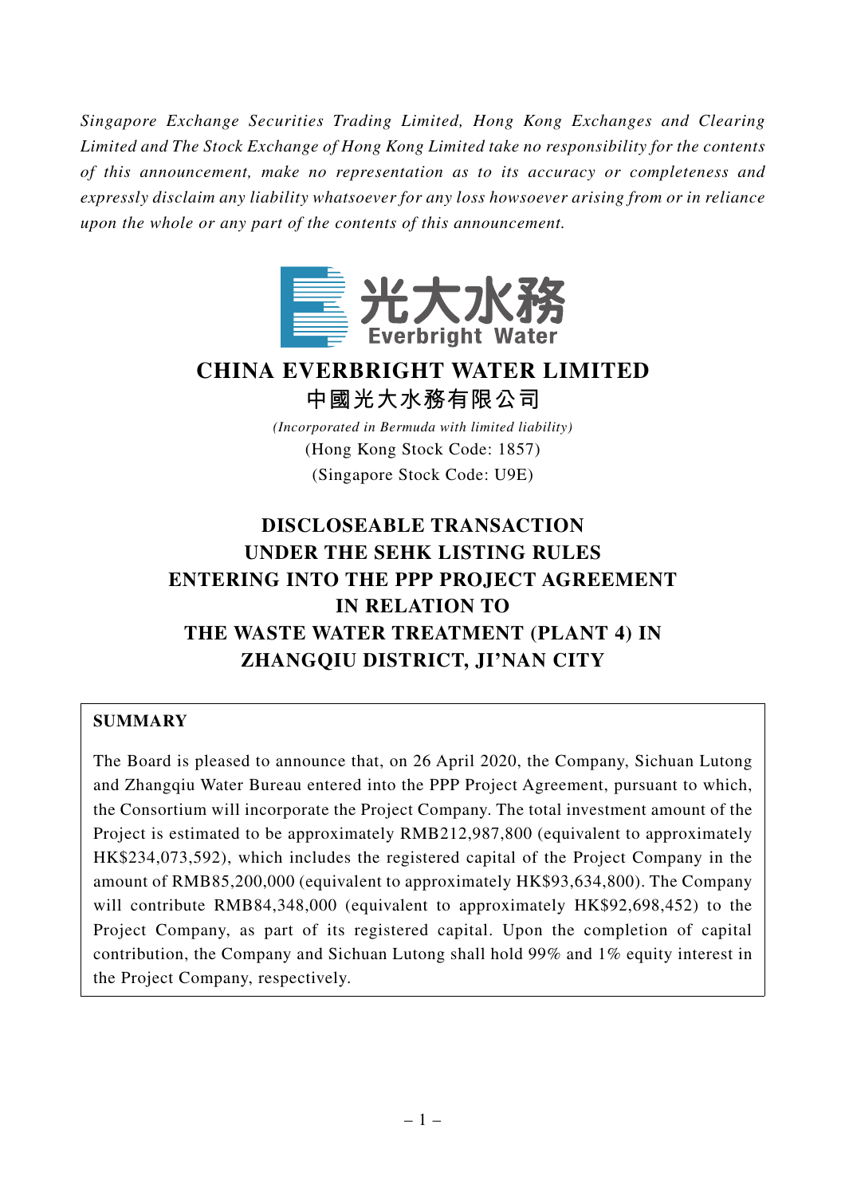*Singapore Exchange Securities Trading Limited, Hong Kong Exchanges and Clearing Limited and The Stock Exchange of Hong Kong Limited take no responsibility for the contents of this announcement, make no representation as to its accuracy or completeness and expressly disclaim any liability whatsoever for any loss howsoever arising from or in reliance upon the whole or any part of the contents of this announcement.*

光大水務
Everbright Water

# CHINA EVERBRIGHT WATER LIMITED
# 中國光大水務有限公司

*(Incorporated in Bermuda with limited liability)*
(Hong Kong Stock Code: 1857)
(Singapore Stock Code: U9E)

# DISCLOSEABLE TRANSACTION UNDER THE SEHK LISTING RULES ENTERING INTO THE PPP PROJECT AGREEMENT IN RELATION TO THE WASTE WATER TREATMENT (PLANT 4) IN ZHANGQIU DISTRICT, JI'NAN CITY

**SUMMARY**

The Board is pleased to announce that, on 26 April 2020, the Company, Sichuan Lutong and Zhangqiu Water Bureau entered into the PPP Project Agreement, pursuant to which, the Consortium will incorporate the Project Company. The total investment amount of the Project is estimated to be approximately RMB212,987,800 (equivalent to approximately HK$234,073,592), which includes the registered capital of the Project Company in the amount of RMB85,200,000 (equivalent to approximately HK$93,634,800). The Company will contribute RMB84,348,000 (equivalent to approximately HK$92,698,452) to the Project Company, as part of its registered capital. Upon the completion of capital contribution, the Company and Sichuan Lutong shall hold 99% and 1% equity interest in the Project Company, respectively.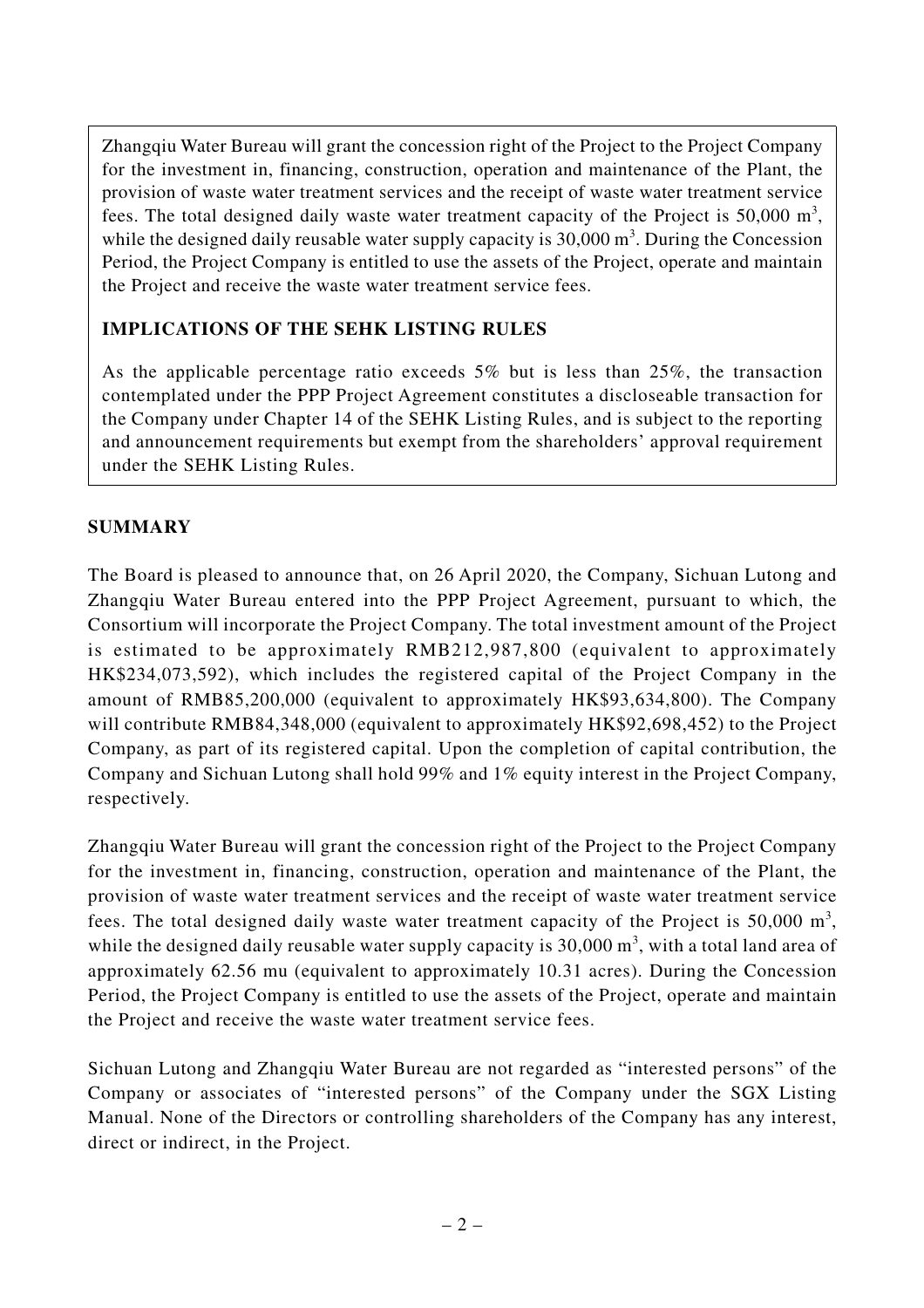Zhangqiu Water Bureau will grant the concession right of the Project to the Project Company for the investment in, financing, construction, operation and maintenance of the Plant, the provision of waste water treatment services and the receipt of waste water treatment service fees. The total designed daily waste water treatment capacity of the Project is 50,000 $m^3$, while the designed daily reusable water supply capacity is 30,000 $m^3$. During the Concession Period, the Project Company is entitled to use the assets of the Project, operate and maintain the Project and receive the waste water treatment service fees.

**IMPLICATIONS OF THE SEHK LISTING RULES**

As the applicable percentage ratio exceeds 5% but is less than 25%, the transaction contemplated under the PPP Project Agreement constitutes a discloseable transaction for the Company under Chapter 14 of the SEHK Listing Rules, and is subject to the reporting and announcement requirements but exempt from the shareholders' approval requirement under the SEHK Listing Rules.

## SUMMARY

The Board is pleased to announce that, on 26 April 2020, the Company, Sichuan Lutong and Zhangqiu Water Bureau entered into the PPP Project Agreement, pursuant to which, the Consortium will incorporate the Project Company. The total investment amount of the Project is estimated to be approximately RMB212,987,800 (equivalent to approximately HK$234,073,592), which includes the registered capital of the Project Company in the amount of RMB85,200,000 (equivalent to approximately HK$93,634,800). The Company will contribute RMB84,348,000 (equivalent to approximately HK$92,698,452) to the Project Company, as part of its registered capital. Upon the completion of capital contribution, the Company and Sichuan Lutong shall hold 99% and 1% equity interest in the Project Company, respectively.

Zhangqiu Water Bureau will grant the concession right of the Project to the Project Company for the investment in, financing, construction, operation and maintenance of the Plant, the provision of waste water treatment services and the receipt of waste water treatment service fees. The total designed daily waste water treatment capacity of the Project is 50,000 $m^3$, while the designed daily reusable water supply capacity is 30,000 $m^3$, with a total land area of approximately 62.56 mu (equivalent to approximately 10.31 acres). During the Concession Period, the Project Company is entitled to use the assets of the Project, operate and maintain the Project and receive the waste water treatment service fees.

Sichuan Lutong and Zhangqiu Water Bureau are not regarded as "interested persons" of the Company or associates of "interested persons" of the Company under the SGX Listing Manual. None of the Directors or controlling shareholders of the Company has any interest, direct or indirect, in the Project.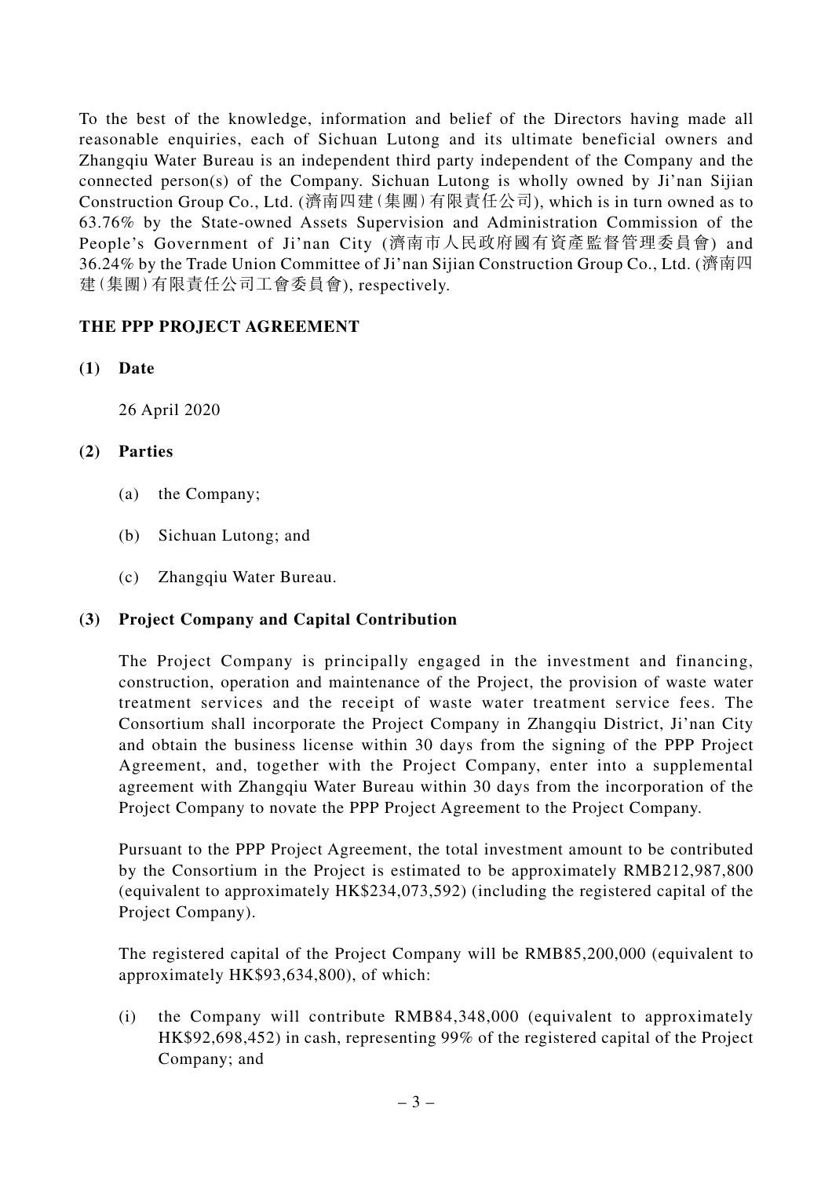To the best of the knowledge, information and belief of the Directors having made all reasonable enquiries, each of Sichuan Lutong and its ultimate beneficial owners and Zhangqiu Water Bureau is an independent third party independent of the Company and the connected person(s) of the Company. Sichuan Lutong is wholly owned by Ji'nan Sijian Construction Group Co., Ltd. (濟南四建(集團)有限責任公司), which is in turn owned as to 63.76% by the State-owned Assets Supervision and Administration Commission of the People's Government of Ji'nan City (濟南市人民政府國有資產監督管理委員會) and 36.24% by the Trade Union Committee of Ji'nan Sijian Construction Group Co., Ltd. (濟南四建(集團)有限責任公司工會委員會), respectively.

## THE PPP PROJECT AGREEMENT

**(1) Date**

26 April 2020

**(2) Parties**

(a) the Company;

(b) Sichuan Lutong; and

(c) Zhangqiu Water Bureau.

**(3) Project Company and Capital Contribution**

The Project Company is principally engaged in the investment and financing, construction, operation and maintenance of the Project, the provision of waste water treatment services and the receipt of waste water treatment service fees. The Consortium shall incorporate the Project Company in Zhangqiu District, Ji'nan City and obtain the business license within 30 days from the signing of the PPP Project Agreement, and, together with the Project Company, enter into a supplemental agreement with Zhangqiu Water Bureau within 30 days from the incorporation of the Project Company to novate the PPP Project Agreement to the Project Company.

Pursuant to the PPP Project Agreement, the total investment amount to be contributed by the Consortium in the Project is estimated to be approximately RMB212,987,800 (equivalent to approximately HK$234,073,592) (including the registered capital of the Project Company).

The registered capital of the Project Company will be RMB85,200,000 (equivalent to approximately HK$93,634,800), of which:

(i) the Company will contribute RMB84,348,000 (equivalent to approximately HK$92,698,452) in cash, representing 99% of the registered capital of the Project Company; and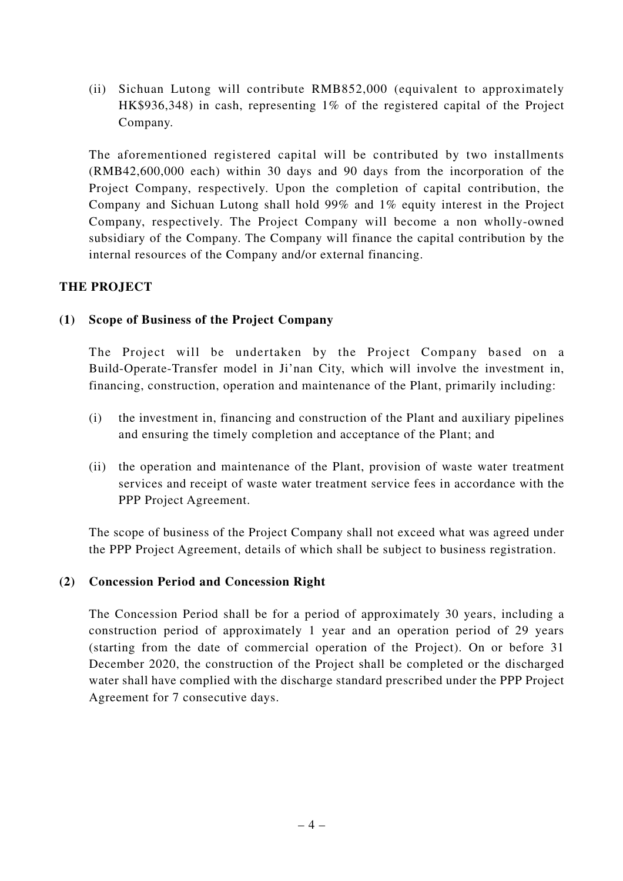(ii) Sichuan Lutong will contribute RMB852,000 (equivalent to approximately HK$936,348) in cash, representing 1% of the registered capital of the Project Company.

The aforementioned registered capital will be contributed by two installments (RMB42,600,000 each) within 30 days and 90 days from the incorporation of the Project Company, respectively. Upon the completion of capital contribution, the Company and Sichuan Lutong shall hold 99% and 1% equity interest in the Project Company, respectively. The Project Company will become a non wholly-owned subsidiary of the Company. The Company will finance the capital contribution by the internal resources of the Company and/or external financing.

## THE PROJECT

### (1) Scope of Business of the Project Company

The Project will be undertaken by the Project Company based on a Build-Operate-Transfer model in Ji'nan City, which will involve the investment in, financing, construction, operation and maintenance of the Plant, primarily including:

(i) the investment in, financing and construction of the Plant and auxiliary pipelines and ensuring the timely completion and acceptance of the Plant; and

(ii) the operation and maintenance of the Plant, provision of waste water treatment services and receipt of waste water treatment service fees in accordance with the PPP Project Agreement.

The scope of business of the Project Company shall not exceed what was agreed under the PPP Project Agreement, details of which shall be subject to business registration.

### (2) Concession Period and Concession Right

The Concession Period shall be for a period of approximately 30 years, including a construction period of approximately 1 year and an operation period of 29 years (starting from the date of commercial operation of the Project). On or before 31 December 2020, the construction of the Project shall be completed or the discharged water shall have complied with the discharge standard prescribed under the PPP Project Agreement for 7 consecutive days.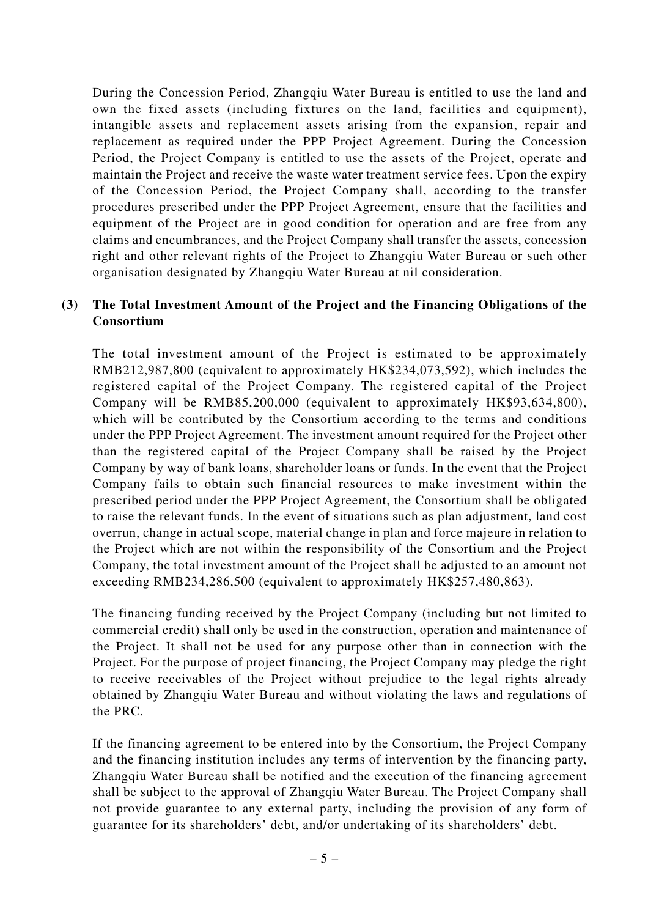During the Concession Period, Zhangqiu Water Bureau is entitled to use the land and own the fixed assets (including fixtures on the land, facilities and equipment), intangible assets and replacement assets arising from the expansion, repair and replacement as required under the PPP Project Agreement. During the Concession Period, the Project Company is entitled to use the assets of the Project, operate and maintain the Project and receive the waste water treatment service fees. Upon the expiry of the Concession Period, the Project Company shall, according to the transfer procedures prescribed under the PPP Project Agreement, ensure that the facilities and equipment of the Project are in good condition for operation and are free from any claims and encumbrances, and the Project Company shall transfer the assets, concession right and other relevant rights of the Project to Zhangqiu Water Bureau or such other organisation designated by Zhangqiu Water Bureau at nil consideration.

**(3) The Total Investment Amount of the Project and the Financing Obligations of the Consortium**

The total investment amount of the Project is estimated to be approximately RMB212,987,800 (equivalent to approximately HK$234,073,592), which includes the registered capital of the Project Company. The registered capital of the Project Company will be RMB85,200,000 (equivalent to approximately HK$93,634,800), which will be contributed by the Consortium according to the terms and conditions under the PPP Project Agreement. The investment amount required for the Project other than the registered capital of the Project Company shall be raised by the Project Company by way of bank loans, shareholder loans or funds. In the event that the Project Company fails to obtain such financial resources to make investment within the prescribed period under the PPP Project Agreement, the Consortium shall be obligated to raise the relevant funds. In the event of situations such as plan adjustment, land cost overrun, change in actual scope, material change in plan and force majeure in relation to the Project which are not within the responsibility of the Consortium and the Project Company, the total investment amount of the Project shall be adjusted to an amount not exceeding RMB234,286,500 (equivalent to approximately HK$257,480,863).

The financing funding received by the Project Company (including but not limited to commercial credit) shall only be used in the construction, operation and maintenance of the Project. It shall not be used for any purpose other than in connection with the Project. For the purpose of project financing, the Project Company may pledge the right to receive receivables of the Project without prejudice to the legal rights already obtained by Zhangqiu Water Bureau and without violating the laws and regulations of the PRC.

If the financing agreement to be entered into by the Consortium, the Project Company and the financing institution includes any terms of intervention by the financing party, Zhangqiu Water Bureau shall be notified and the execution of the financing agreement shall be subject to the approval of Zhangqiu Water Bureau. The Project Company shall not provide guarantee to any external party, including the provision of any form of guarantee for its shareholders' debt, and/or undertaking of its shareholders' debt.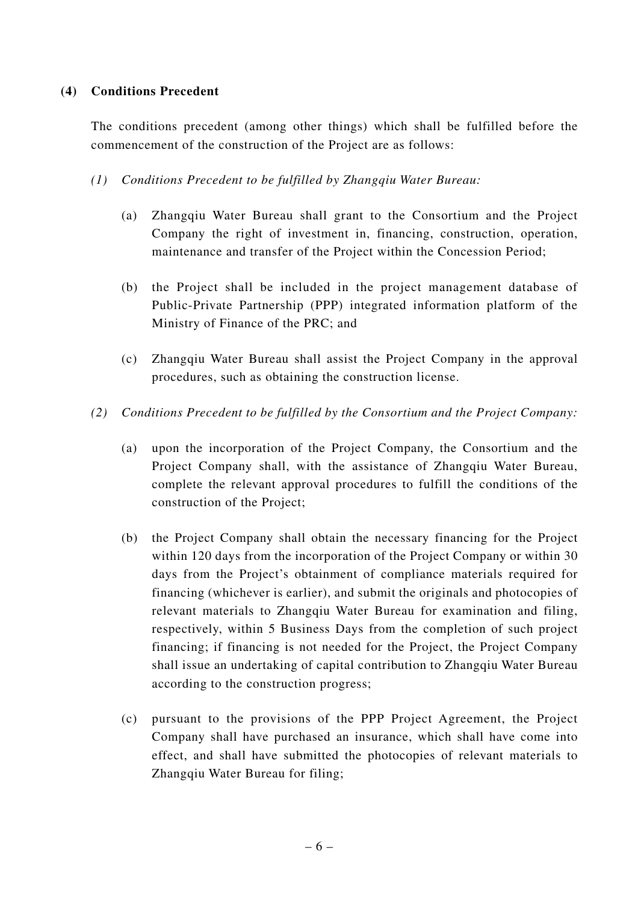**(4) Conditions Precedent**

The conditions precedent (among other things) which shall be fulfilled before the commencement of the construction of the Project are as follows:

*(1) Conditions Precedent to be fulfilled by Zhangqiu Water Bureau:*

(a) Zhangqiu Water Bureau shall grant to the Consortium and the Project Company the right of investment in, financing, construction, operation, maintenance and transfer of the Project within the Concession Period;

(b) the Project shall be included in the project management database of Public-Private Partnership (PPP) integrated information platform of the Ministry of Finance of the PRC; and

(c) Zhangqiu Water Bureau shall assist the Project Company in the approval procedures, such as obtaining the construction license.

*(2) Conditions Precedent to be fulfilled by the Consortium and the Project Company:*

(a) upon the incorporation of the Project Company, the Consortium and the Project Company shall, with the assistance of Zhangqiu Water Bureau, complete the relevant approval procedures to fulfill the conditions of the construction of the Project;

(b) the Project Company shall obtain the necessary financing for the Project within 120 days from the incorporation of the Project Company or within 30 days from the Project's obtainment of compliance materials required for financing (whichever is earlier), and submit the originals and photocopies of relevant materials to Zhangqiu Water Bureau for examination and filing, respectively, within 5 Business Days from the completion of such project financing; if financing is not needed for the Project, the Project Company shall issue an undertaking of capital contribution to Zhangqiu Water Bureau according to the construction progress;

(c) pursuant to the provisions of the PPP Project Agreement, the Project Company shall have purchased an insurance, which shall have come into effect, and shall have submitted the photocopies of relevant materials to Zhangqiu Water Bureau for filing;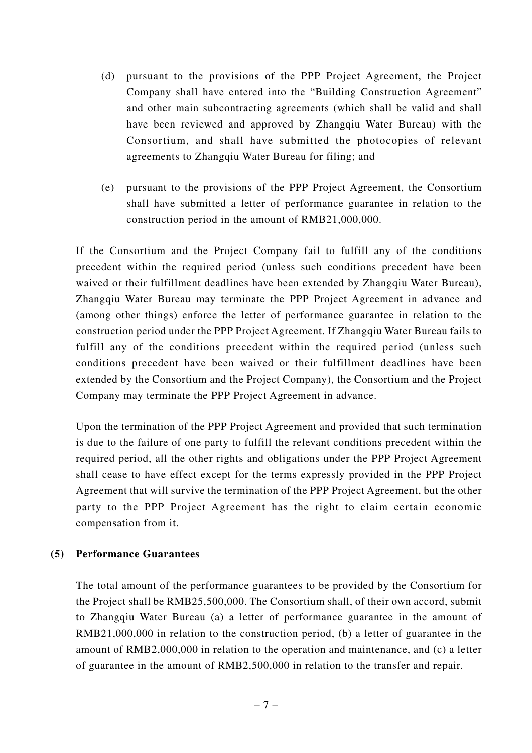(d) pursuant to the provisions of the PPP Project Agreement, the Project Company shall have entered into the "Building Construction Agreement" and other main subcontracting agreements (which shall be valid and shall have been reviewed and approved by Zhangqiu Water Bureau) with the Consortium, and shall have submitted the photocopies of relevant agreements to Zhangqiu Water Bureau for filing; and

(e) pursuant to the provisions of the PPP Project Agreement, the Consortium shall have submitted a letter of performance guarantee in relation to the construction period in the amount of RMB21,000,000.

If the Consortium and the Project Company fail to fulfill any of the conditions precedent within the required period (unless such conditions precedent have been waived or their fulfillment deadlines have been extended by Zhangqiu Water Bureau), Zhangqiu Water Bureau may terminate the PPP Project Agreement in advance and (among other things) enforce the letter of performance guarantee in relation to the construction period under the PPP Project Agreement. If Zhangqiu Water Bureau fails to fulfill any of the conditions precedent within the required period (unless such conditions precedent have been waived or their fulfillment deadlines have been extended by the Consortium and the Project Company), the Consortium and the Project Company may terminate the PPP Project Agreement in advance.

Upon the termination of the PPP Project Agreement and provided that such termination is due to the failure of one party to fulfill the relevant conditions precedent within the required period, all the other rights and obligations under the PPP Project Agreement shall cease to have effect except for the terms expressly provided in the PPP Project Agreement that will survive the termination of the PPP Project Agreement, but the other party to the PPP Project Agreement has the right to claim certain economic compensation from it.

**(5) Performance Guarantees**

The total amount of the performance guarantees to be provided by the Consortium for the Project shall be RMB25,500,000. The Consortium shall, of their own accord, submit to Zhangqiu Water Bureau (a) a letter of performance guarantee in the amount of RMB21,000,000 in relation to the construction period, (b) a letter of guarantee in the amount of RMB2,000,000 in relation to the operation and maintenance, and (c) a letter of guarantee in the amount of RMB2,500,000 in relation to the transfer and repair.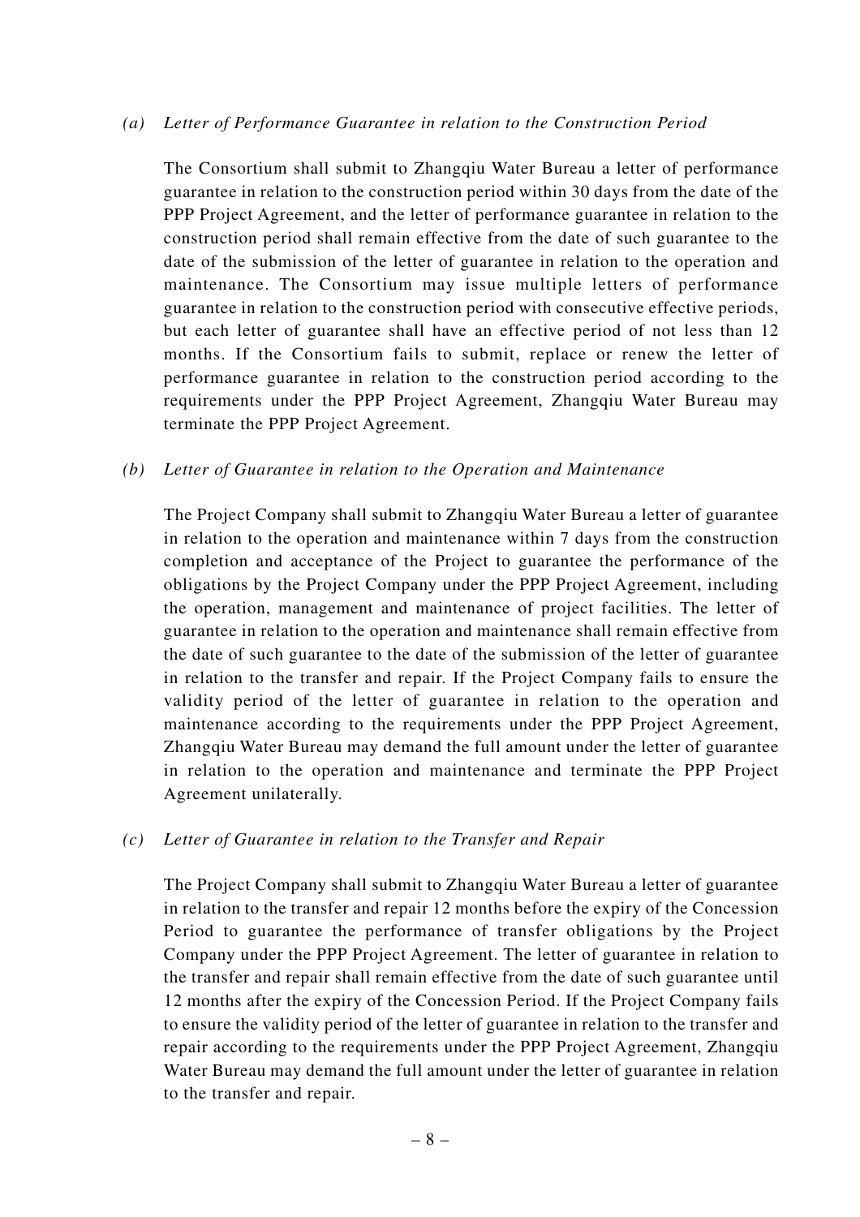*(a) Letter of Performance Guarantee in relation to the Construction Period*

The Consortium shall submit to Zhangqiu Water Bureau a letter of performance guarantee in relation to the construction period within 30 days from the date of the PPP Project Agreement, and the letter of performance guarantee in relation to the construction period shall remain effective from the date of such guarantee to the date of the submission of the letter of guarantee in relation to the operation and maintenance. The Consortium may issue multiple letters of performance guarantee in relation to the construction period with consecutive effective periods, but each letter of guarantee shall have an effective period of not less than 12 months. If the Consortium fails to submit, replace or renew the letter of performance guarantee in relation to the construction period according to the requirements under the PPP Project Agreement, Zhangqiu Water Bureau may terminate the PPP Project Agreement.

*(b) Letter of Guarantee in relation to the Operation and Maintenance*

The Project Company shall submit to Zhangqiu Water Bureau a letter of guarantee in relation to the operation and maintenance within 7 days from the construction completion and acceptance of the Project to guarantee the performance of the obligations by the Project Company under the PPP Project Agreement, including the operation, management and maintenance of project facilities. The letter of guarantee in relation to the operation and maintenance shall remain effective from the date of such guarantee to the date of the submission of the letter of guarantee in relation to the transfer and repair. If the Project Company fails to ensure the validity period of the letter of guarantee in relation to the operation and maintenance according to the requirements under the PPP Project Agreement, Zhangqiu Water Bureau may demand the full amount under the letter of guarantee in relation to the operation and maintenance and terminate the PPP Project Agreement unilaterally.

*(c) Letter of Guarantee in relation to the Transfer and Repair*

The Project Company shall submit to Zhangqiu Water Bureau a letter of guarantee in relation to the transfer and repair 12 months before the expiry of the Concession Period to guarantee the performance of transfer obligations by the Project Company under the PPP Project Agreement. The letter of guarantee in relation to the transfer and repair shall remain effective from the date of such guarantee until 12 months after the expiry of the Concession Period. If the Project Company fails to ensure the validity period of the letter of guarantee in relation to the transfer and repair according to the requirements under the PPP Project Agreement, Zhangqiu Water Bureau may demand the full amount under the letter of guarantee in relation to the transfer and repair.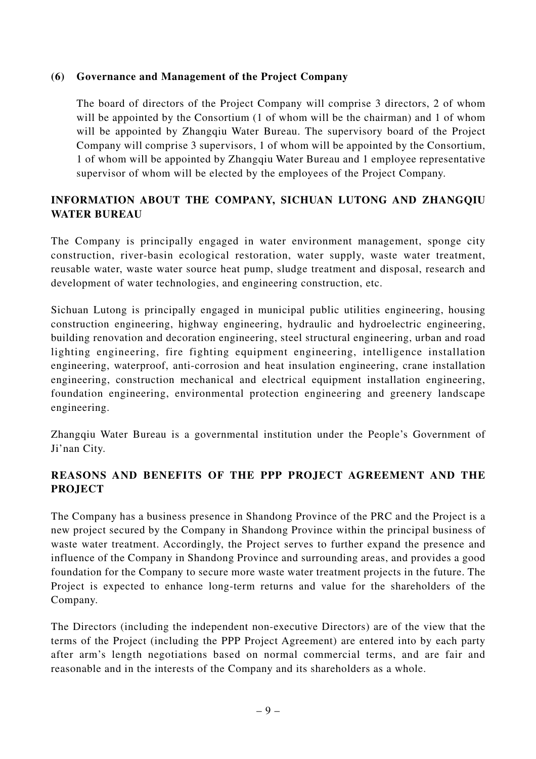### (6) Governance and Management of the Project Company

The board of directors of the Project Company will comprise 3 directors, 2 of whom will be appointed by the Consortium (1 of whom will be the chairman) and 1 of whom will be appointed by Zhangqiu Water Bureau. The supervisory board of the Project Company will comprise 3 supervisors, 1 of whom will be appointed by the Consortium, 1 of whom will be appointed by Zhangqiu Water Bureau and 1 employee representative supervisor of whom will be elected by the employees of the Project Company.

## INFORMATION ABOUT THE COMPANY, SICHUAN LUTONG AND ZHANGQIU WATER BUREAU

The Company is principally engaged in water environment management, sponge city construction, river-basin ecological restoration, water supply, waste water treatment, reusable water, waste water source heat pump, sludge treatment and disposal, research and development of water technologies, and engineering construction, etc.

Sichuan Lutong is principally engaged in municipal public utilities engineering, housing construction engineering, highway engineering, hydraulic and hydroelectric engineering, building renovation and decoration engineering, steel structural engineering, urban and road lighting engineering, fire fighting equipment engineering, intelligence installation engineering, waterproof, anti-corrosion and heat insulation engineering, crane installation engineering, construction mechanical and electrical equipment installation engineering, foundation engineering, environmental protection engineering and greenery landscape engineering.

Zhangqiu Water Bureau is a governmental institution under the People's Government of Ji'nan City.

## REASONS AND BENEFITS OF THE PPP PROJECT AGREEMENT AND THE PROJECT

The Company has a business presence in Shandong Province of the PRC and the Project is a new project secured by the Company in Shandong Province within the principal business of waste water treatment. Accordingly, the Project serves to further expand the presence and influence of the Company in Shandong Province and surrounding areas, and provides a good foundation for the Company to secure more waste water treatment projects in the future. The Project is expected to enhance long-term returns and value for the shareholders of the Company.

The Directors (including the independent non-executive Directors) are of the view that the terms of the Project (including the PPP Project Agreement) are entered into by each party after arm's length negotiations based on normal commercial terms, and are fair and reasonable and in the interests of the Company and its shareholders as a whole.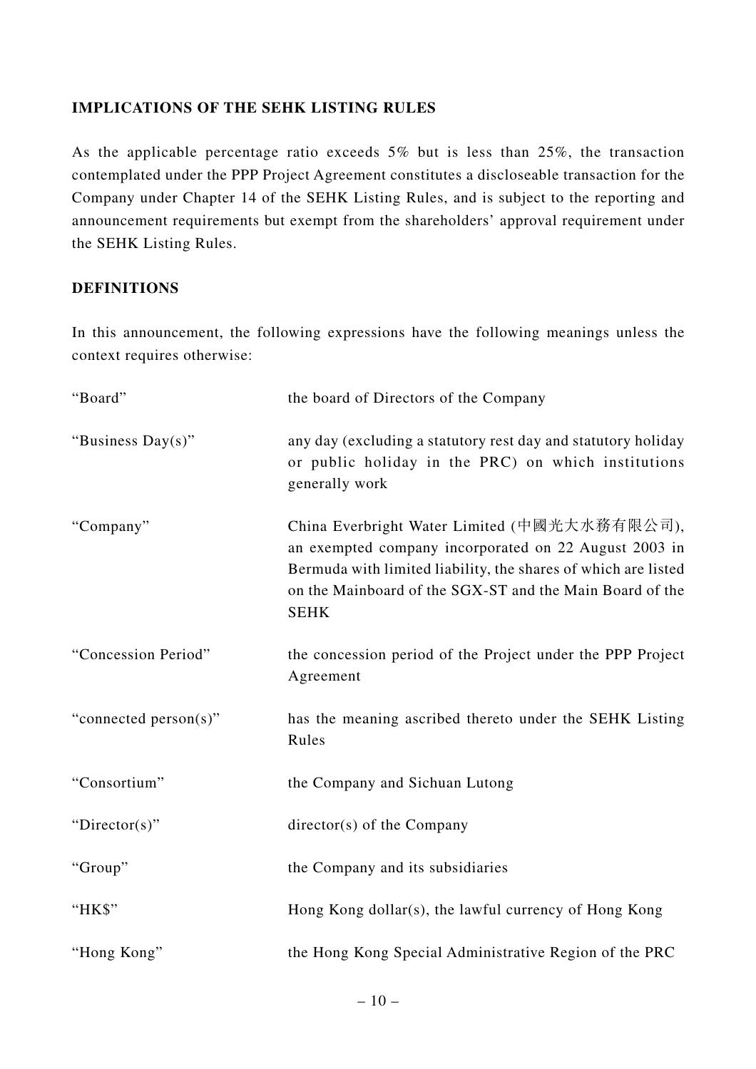## IMPLICATIONS OF THE SEHK LISTING RULES

As the applicable percentage ratio exceeds 5% but is less than 25%, the transaction contemplated under the PPP Project Agreement constitutes a discloseable transaction for the Company under Chapter 14 of the SEHK Listing Rules, and is subject to the reporting and announcement requirements but exempt from the shareholders' approval requirement under the SEHK Listing Rules.

## DEFINITIONS

In this announcement, the following expressions have the following meanings unless the context requires otherwise:

| | |
|---|---|
| "Board" | the board of Directors of the Company |
| "Business Day(s)" | any day (excluding a statutory rest day and statutory holiday or public holiday in the PRC) on which institutions generally work |
| "Company" | China Everbright Water Limited (中國光大水務有限公司), an exempted company incorporated on 22 August 2003 in Bermuda with limited liability, the shares of which are listed on the Mainboard of the SGX-ST and the Main Board of the SEHK |
| "Concession Period" | the concession period of the Project under the PPP Project Agreement |
| "connected person(s)" | has the meaning ascribed thereto under the SEHK Listing Rules |
| "Consortium" | the Company and Sichuan Lutong |
| "Director(s)" | director(s) of the Company |
| "Group" | the Company and its subsidiaries |
| "HK$" | Hong Kong dollar(s), the lawful currency of Hong Kong |
| "Hong Kong" | the Hong Kong Special Administrative Region of the PRC |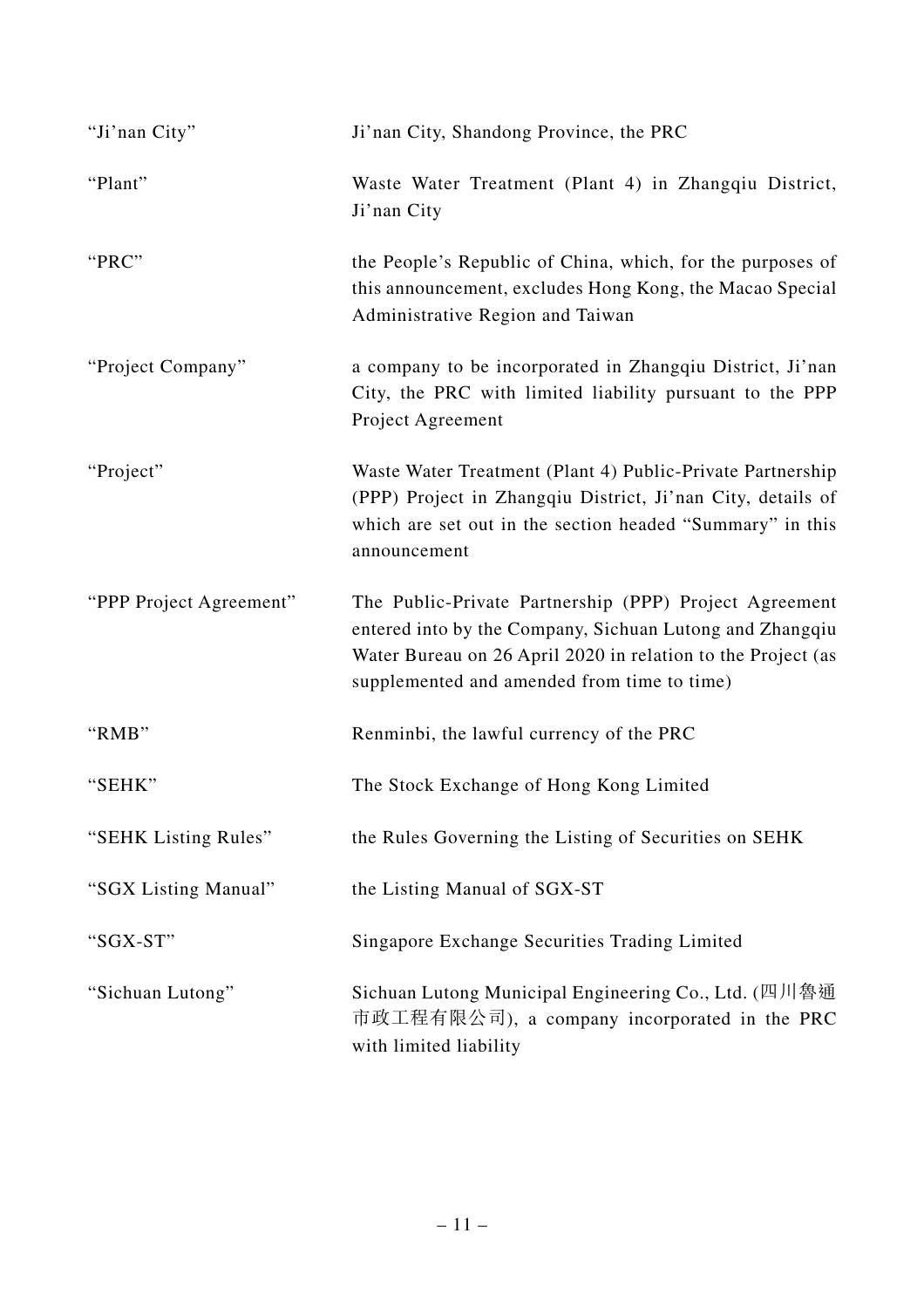| | |
|---|---|
| "Ji'nan City" | Ji'nan City, Shandong Province, the PRC |
| "Plant" | Waste Water Treatment (Plant 4) in Zhangqiu District, Ji'nan City |
| "PRC" | the People's Republic of China, which, for the purposes of this announcement, excludes Hong Kong, the Macao Special Administrative Region and Taiwan |
| "Project Company" | a company to be incorporated in Zhangqiu District, Ji'nan City, the PRC with limited liability pursuant to the PPP Project Agreement |
| "Project" | Waste Water Treatment (Plant 4) Public-Private Partnership (PPP) Project in Zhangqiu District, Ji'nan City, details of which are set out in the section headed "Summary" in this announcement |
| "PPP Project Agreement" | The Public-Private Partnership (PPP) Project Agreement entered into by the Company, Sichuan Lutong and Zhangqiu Water Bureau on 26 April 2020 in relation to the Project (as supplemented and amended from time to time) |
| "RMB" | Renminbi, the lawful currency of the PRC |
| "SEHK" | The Stock Exchange of Hong Kong Limited |
| "SEHK Listing Rules" | the Rules Governing the Listing of Securities on SEHK |
| "SGX Listing Manual" | the Listing Manual of SGX-ST |
| "SGX-ST" | Singapore Exchange Securities Trading Limited |
| "Sichuan Lutong" | Sichuan Lutong Municipal Engineering Co., Ltd. (四川魯通市政工程有限公司), a company incorporated in the PRC with limited liability |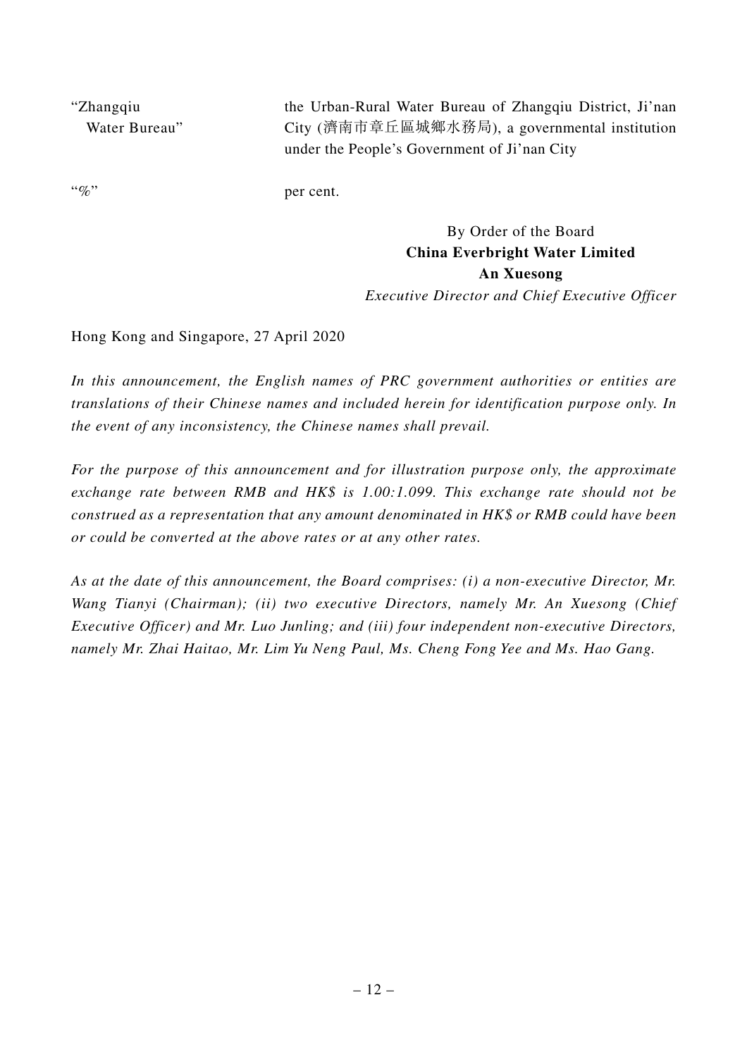| | |
|---|---|
| "Zhangqiu Water Bureau" | the Urban-Rural Water Bureau of Zhangqiu District, Ji'nan City (濟南市章丘區城鄉水務局), a governmental institution under the People's Government of Ji'nan City |
| "%" | per cent. |

By Order of the Board
**China Everbright Water Limited**
**An Xuesong**
*Executive Director and Chief Executive Officer*

Hong Kong and Singapore, 27 April 2020

*In this announcement, the English names of PRC government authorities or entities are translations of their Chinese names and included herein for identification purpose only. In the event of any inconsistency, the Chinese names shall prevail.*

*For the purpose of this announcement and for illustration purpose only, the approximate exchange rate between RMB and HK$ is 1.00:1.099. This exchange rate should not be construed as a representation that any amount denominated in HK$ or RMB could have been or could be converted at the above rates or at any other rates.*

*As at the date of this announcement, the Board comprises: (i) a non-executive Director, Mr. Wang Tianyi (Chairman); (ii) two executive Directors, namely Mr. An Xuesong (Chief Executive Officer) and Mr. Luo Junling; and (iii) four independent non-executive Directors, namely Mr. Zhai Haitao, Mr. Lim Yu Neng Paul, Ms. Cheng Fong Yee and Ms. Hao Gang.*